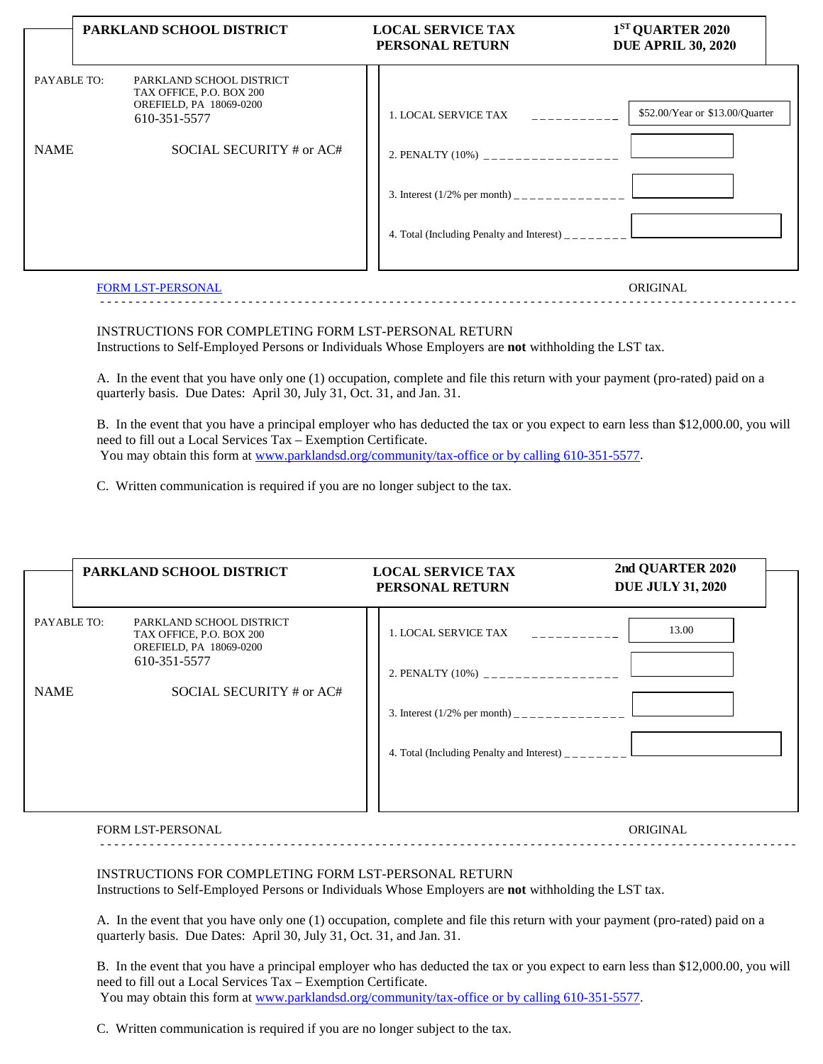| PARKLAND SCHOOL DISTRICT | LOCAL SERVICE TAX PERSONAL RETURN | 1ST QUARTER 2020 DUE APRIL 30, 2020 |
|---|---|---|

PAYABLE TO: PARKLAND SCHOOL DISTRICT
TAX OFFICE, P.O. BOX 200
OREFIELD, PA 18069-0200
610-351-5577

NAME SOCIAL SECURITY # or AC#

| | |
|---|---|
| 1. LOCAL SERVICE TAX | $52.00/Year or $13.00/Quarter |
| 2. PENALTY (10%) | |
| 3. Interest (1/2% per month) | |
| 4. Total (Including Penalty and Interest) | |

FORM LST-PERSONAL ORIGINAL

INSTRUCTIONS FOR COMPLETING FORM LST-PERSONAL RETURN
Instructions to Self-Employed Persons or Individuals Whose Employers are **not** withholding the LST tax.

A. In the event that you have only one (1) occupation, complete and file this return with your payment (pro-rated) paid on a quarterly basis. Due Dates: April 30, July 31, Oct. 31, and Jan. 31.

B. In the event that you have a principal employer who has deducted the tax or you expect to earn less than $12,000.00, you will need to fill out a Local Services Tax – Exemption Certificate.
You may obtain this form at www.parklandsd.org/community/tax-office or by calling 610-351-5577.

C. Written communication is required if you are no longer subject to the tax.

| PARKLAND SCHOOL DISTRICT | LOCAL SERVICE TAX PERSONAL RETURN | 2nd QUARTER 2020 DUE JULY 31, 2020 |
|---|---|---|

PAYABLE TO: PARKLAND SCHOOL DISTRICT
TAX OFFICE, P.O. BOX 200
OREFIELD, PA 18069-0200
610-351-5577

NAME SOCIAL SECURITY # or AC#

| | |
|---|---|
| 1. LOCAL SERVICE TAX | 13.00 |
| 2. PENALTY (10%) | |
| 3. Interest (1/2% per month) | |
| 4. Total (Including Penalty and Interest) | |

FORM LST-PERSONAL ORIGINAL

INSTRUCTIONS FOR COMPLETING FORM LST-PERSONAL RETURN
Instructions to Self-Employed Persons or Individuals Whose Employers are **not** withholding the LST tax.

A. In the event that you have only one (1) occupation, complete and file this return with your payment (pro-rated) paid on a quarterly basis. Due Dates: April 30, July 31, Oct. 31, and Jan. 31.

B. In the event that you have a principal employer who has deducted the tax or you expect to earn less than $12,000.00, you will need to fill out a Local Services Tax – Exemption Certificate.
You may obtain this form at www.parklandsd.org/community/tax-office or by calling 610-351-5577.

C. Written communication is required if you are no longer subject to the tax.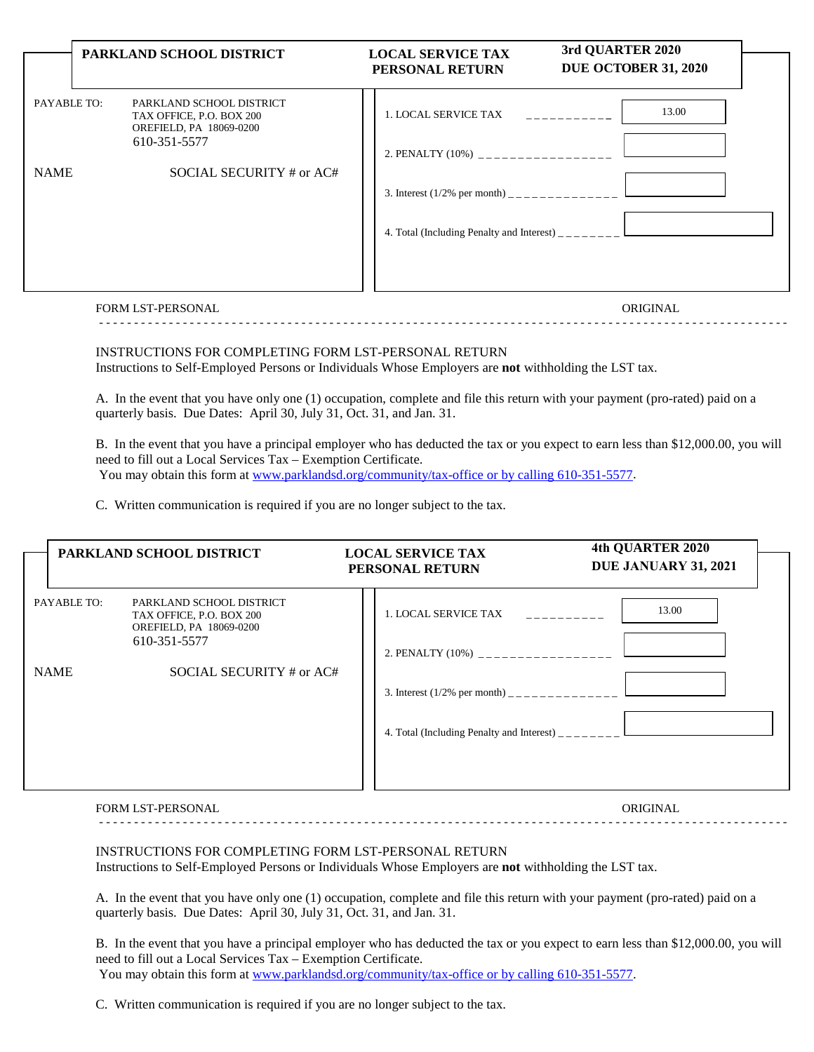**PARKLAND SCHOOL DISTRICT** | **LOCAL SERVICE TAX PERSONAL RETURN** | **3rd QUARTER 2020 DUE OCTOBER 31, 2020**

PAYABLE TO: PARKLAND SCHOOL DISTRICT
TAX OFFICE, P.O. BOX 200
OREFIELD, PA 18069-0200
610-351-5577

NAME　　　SOCIAL SECURITY # or AC#

| | |
|---|---|
| 1. LOCAL SERVICE TAX | 13.00 |
| 2. PENALTY (10%) | |
| 3. Interest (1/2% per month) | |
| 4. Total (Including Penalty and Interest) | |

FORM LST-PERSONAL　　　ORIGINAL

---

INSTRUCTIONS FOR COMPLETING FORM LST-PERSONAL RETURN
Instructions to Self-Employed Persons or Individuals Whose Employers are **not** withholding the LST tax.

A. In the event that you have only one (1) occupation, complete and file this return with your payment (pro-rated) paid on a quarterly basis. Due Dates: April 30, July 31, Oct. 31, and Jan. 31.

B. In the event that you have a principal employer who has deducted the tax or you expect to earn less than $12,000.00, you will need to fill out a Local Services Tax – Exemption Certificate.
You may obtain this form at www.parklandsd.org/community/tax-office or by calling 610-351-5577.

C. Written communication is required if you are no longer subject to the tax.

**PARKLAND SCHOOL DISTRICT** | **LOCAL SERVICE TAX PERSONAL RETURN** | **4th QUARTER 2020 DUE JANUARY 31, 2021**

PAYABLE TO: PARKLAND SCHOOL DISTRICT
TAX OFFICE, P.O. BOX 200
OREFIELD, PA 18069-0200
610-351-5577

NAME　　　SOCIAL SECURITY # or AC#

| | |
|---|---|
| 1. LOCAL SERVICE TAX | 13.00 |
| 2. PENALTY (10%) | |
| 3. Interest (1/2% per month) | |
| 4. Total (Including Penalty and Interest) | |

FORM LST-PERSONAL　　　ORIGINAL

---

INSTRUCTIONS FOR COMPLETING FORM LST-PERSONAL RETURN
Instructions to Self-Employed Persons or Individuals Whose Employers are **not** withholding the LST tax.

A. In the event that you have only one (1) occupation, complete and file this return with your payment (pro-rated) paid on a quarterly basis. Due Dates: April 30, July 31, Oct. 31, and Jan. 31.

B. In the event that you have a principal employer who has deducted the tax or you expect to earn less than $12,000.00, you will need to fill out a Local Services Tax – Exemption Certificate.
You may obtain this form at www.parklandsd.org/community/tax-office or by calling 610-351-5577.

C. Written communication is required if you are no longer subject to the tax.